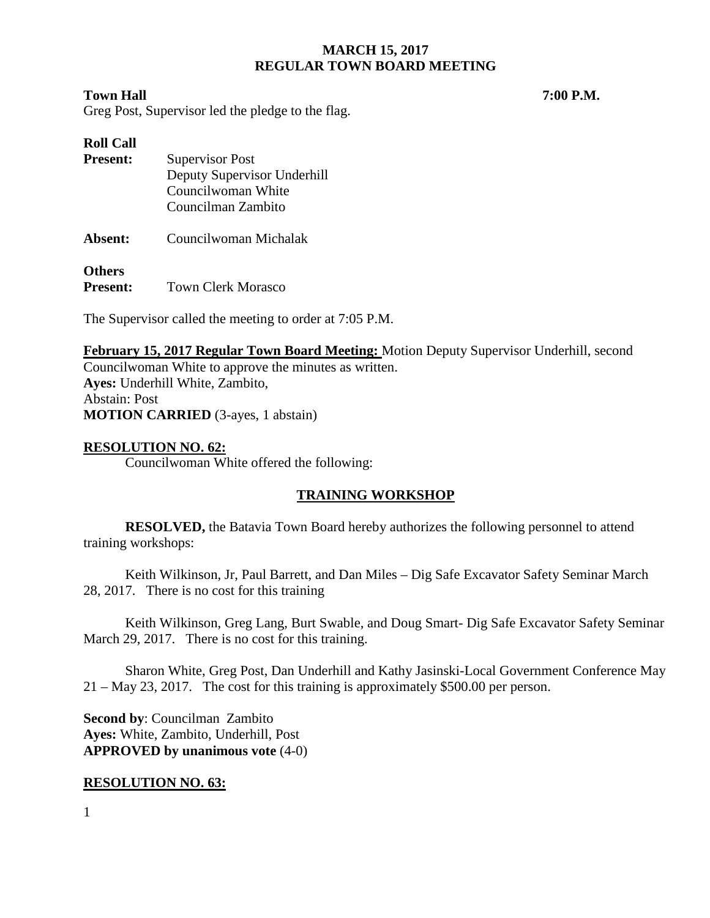# MARCH 15, 2017
## REGULAR TOWN BOARD MEETING

**Town Hall** **7:00 P.M.**

Greg Post, Supervisor led the pledge to the flag.

**Roll Call**

**Present:** Supervisor Post
Deputy Supervisor Underhill
Councilwoman White
Councilman Zambito

**Absent:** Councilwoman Michalak

**Others**
**Present:** Town Clerk Morasco

The Supervisor called the meeting to order at 7:05 P.M.

**February 15, 2017 Regular Town Board Meeting:** Motion Deputy Supervisor Underhill, second Councilwoman White to approve the minutes as written.
**Ayes:** Underhill White, Zambito,
Abstain: Post
**MOTION CARRIED** (3-ayes, 1 abstain)

**RESOLUTION NO. 62:**

Councilwoman White offered the following:

**TRAINING WORKSHOP**

**RESOLVED,** the Batavia Town Board hereby authorizes the following personnel to attend training workshops:

Keith Wilkinson, Jr, Paul Barrett, and Dan Miles – Dig Safe Excavator Safety Seminar March 28, 2017. There is no cost for this training

Keith Wilkinson, Greg Lang, Burt Swable, and Doug Smart- Dig Safe Excavator Safety Seminar March 29, 2017. There is no cost for this training.

Sharon White, Greg Post, Dan Underhill and Kathy Jasinski-Local Government Conference May 21 – May 23, 2017. The cost for this training is approximately $500.00 per person.

**Second by**: Councilman Zambito
**Ayes:** White, Zambito, Underhill, Post
**APPROVED by unanimous vote** (4-0)

**RESOLUTION NO. 63:**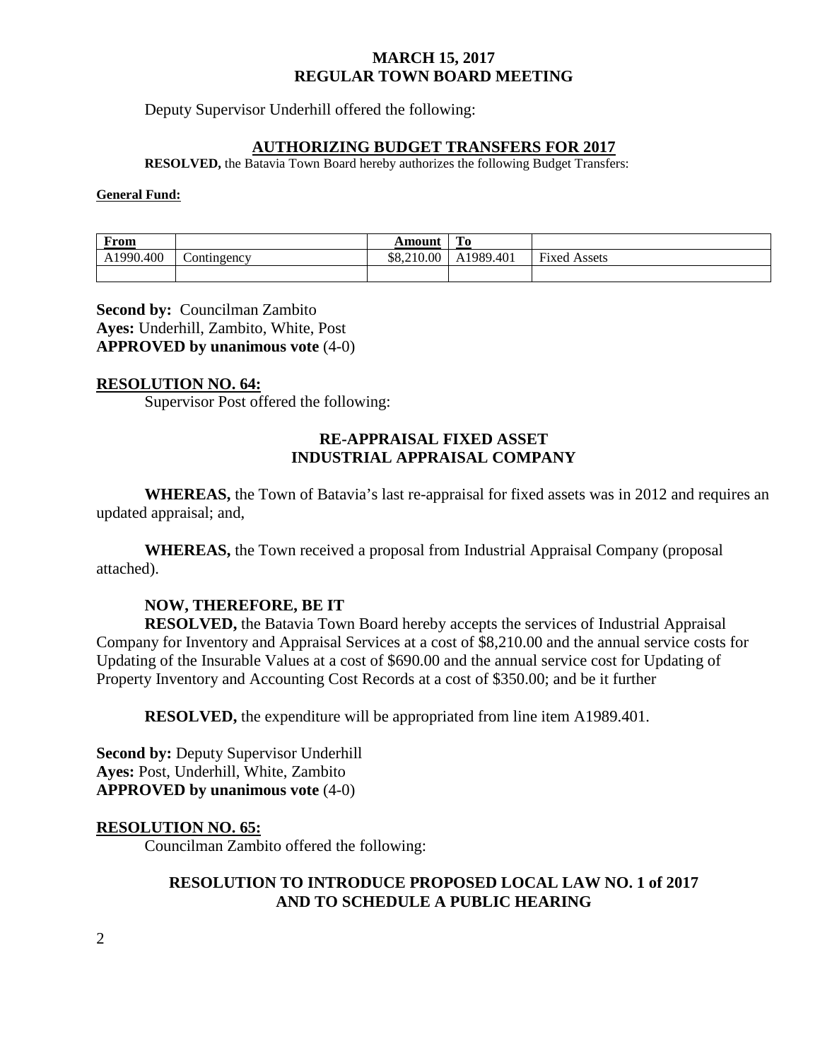Deputy Supervisor Underhill offered the following:

## AUTHORIZING BUDGET TRANSFERS FOR 2017

**RESOLVED,** the Batavia Town Board hereby authorizes the following Budget Transfers:

**General Fund:**

| From | | Amount | To | |
|---|---|---|---|---|
| A1990.400 | Contingency | $8,210.00 | A1989.401 | Fixed Assets |
| | | | | |

**Second by:** Councilman Zambito
**Ayes:** Underhill, Zambito, White, Post
**APPROVED by unanimous vote** (4-0)

**RESOLUTION NO. 64:**

Supervisor Post offered the following:

## RE-APPRAISAL FIXED ASSET INDUSTRIAL APPRAISAL COMPANY

**WHEREAS,** the Town of Batavia's last re-appraisal for fixed assets was in 2012 and requires an updated appraisal; and,

**WHEREAS,** the Town received a proposal from Industrial Appraisal Company (proposal attached).

**NOW, THEREFORE, BE IT**

**RESOLVED,** the Batavia Town Board hereby accepts the services of Industrial Appraisal Company for Inventory and Appraisal Services at a cost of $8,210.00 and the annual service costs for Updating of the Insurable Values at a cost of $690.00 and the annual service cost for Updating of Property Inventory and Accounting Cost Records at a cost of $350.00; and be it further

**RESOLVED,** the expenditure will be appropriated from line item A1989.401.

**Second by:** Deputy Supervisor Underhill
**Ayes:** Post, Underhill, White, Zambito
**APPROVED by unanimous vote** (4-0)

**RESOLUTION NO. 65:**

Councilman Zambito offered the following:

## RESOLUTION TO INTRODUCE PROPOSED LOCAL LAW NO. 1 of 2017 AND TO SCHEDULE A PUBLIC HEARING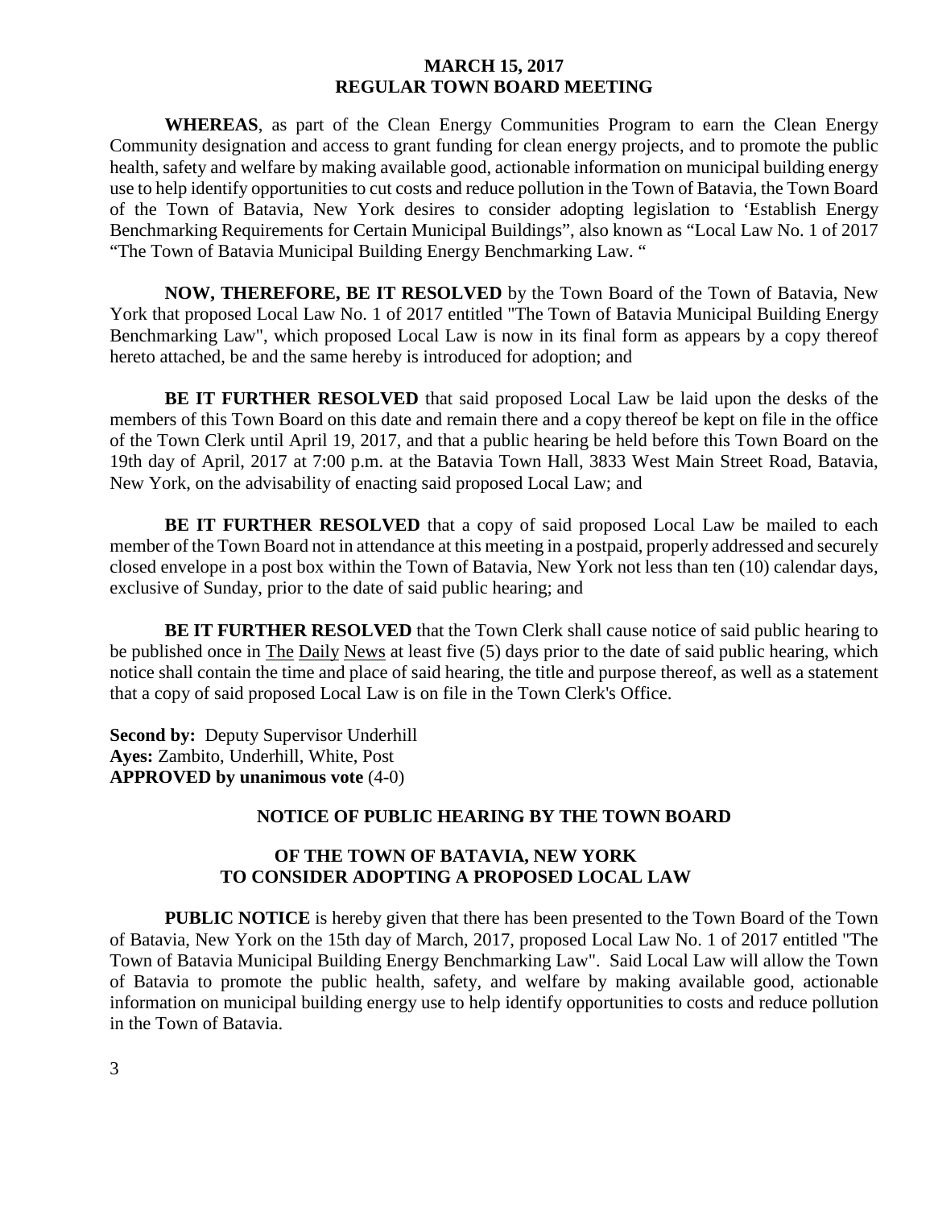**MARCH 15, 2017**
**REGULAR TOWN BOARD MEETING**

**WHEREAS**, as part of the Clean Energy Communities Program to earn the Clean Energy Community designation and access to grant funding for clean energy projects, and to promote the public health, safety and welfare by making available good, actionable information on municipal building energy use to help identify opportunities to cut costs and reduce pollution in the Town of Batavia, the Town Board of the Town of Batavia, New York desires to consider adopting legislation to 'Establish Energy Benchmarking Requirements for Certain Municipal Buildings", also known as "Local Law No. 1 of 2017 "The Town of Batavia Municipal Building Energy Benchmarking Law. "

**NOW, THEREFORE, BE IT RESOLVED** by the Town Board of the Town of Batavia, New York that proposed Local Law No. 1 of 2017 entitled "The Town of Batavia Municipal Building Energy Benchmarking Law", which proposed Local Law is now in its final form as appears by a copy thereof hereto attached, be and the same hereby is introduced for adoption; and

**BE IT FURTHER RESOLVED** that said proposed Local Law be laid upon the desks of the members of this Town Board on this date and remain there and a copy thereof be kept on file in the office of the Town Clerk until April 19, 2017, and that a public hearing be held before this Town Board on the 19th day of April, 2017 at 7:00 p.m. at the Batavia Town Hall, 3833 West Main Street Road, Batavia, New York, on the advisability of enacting said proposed Local Law; and

**BE IT FURTHER RESOLVED** that a copy of said proposed Local Law be mailed to each member of the Town Board not in attendance at this meeting in a postpaid, properly addressed and securely closed envelope in a post box within the Town of Batavia, New York not less than ten (10) calendar days, exclusive of Sunday, prior to the date of said public hearing; and

**BE IT FURTHER RESOLVED** that the Town Clerk shall cause notice of said public hearing to be published once in The Daily News at least five (5) days prior to the date of said public hearing, which notice shall contain the time and place of said hearing, the title and purpose thereof, as well as a statement that a copy of said proposed Local Law is on file in the Town Clerk's Office.

**Second by:** Deputy Supervisor Underhill
**Ayes:** Zambito, Underhill, White, Post
**APPROVED by unanimous vote** (4-0)

## NOTICE OF PUBLIC HEARING BY THE TOWN BOARD

## OF THE TOWN OF BATAVIA, NEW YORK TO CONSIDER ADOPTING A PROPOSED LOCAL LAW

**PUBLIC NOTICE** is hereby given that there has been presented to the Town Board of the Town of Batavia, New York on the 15th day of March, 2017, proposed Local Law No. 1 of 2017 entitled "The Town of Batavia Municipal Building Energy Benchmarking Law". Said Local Law will allow the Town of Batavia to promote the public health, safety, and welfare by making available good, actionable information on municipal building energy use to help identify opportunities to costs and reduce pollution in the Town of Batavia.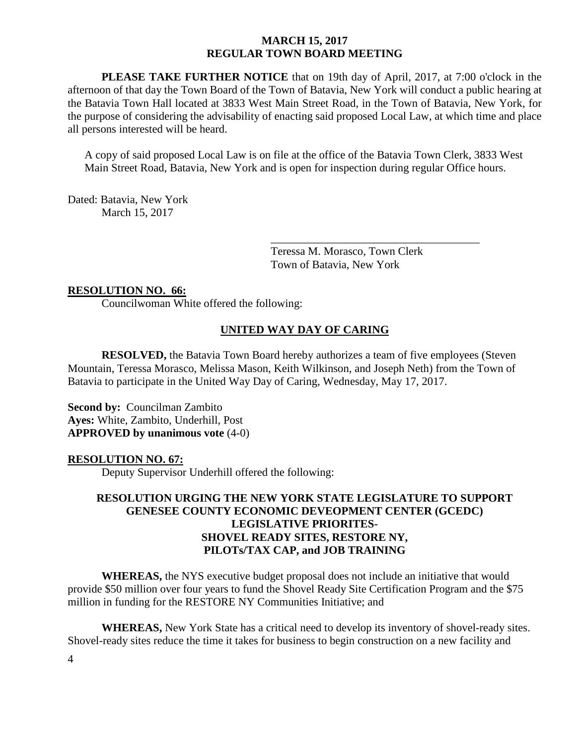**PLEASE TAKE FURTHER NOTICE** that on 19th day of April, 2017, at 7:00 o'clock in the afternoon of that day the Town Board of the Town of Batavia, New York will conduct a public hearing at the Batavia Town Hall located at 3833 West Main Street Road, in the Town of Batavia, New York, for the purpose of considering the advisability of enacting said proposed Local Law, at which time and place all persons interested will be heard.

A copy of said proposed Local Law is on file at the office of the Batavia Town Clerk, 3833 West Main Street Road, Batavia, New York and is open for inspection during regular Office hours.

Dated: Batavia, New York
March 15, 2017

\_\_\_\_\_\_\_\_\_\_\_\_\_\_\_\_\_\_\_\_\_\_\_\_\_\_\_\_\_\_\_\_\_\_\_\_\_\_

Teressa M. Morasco, Town Clerk
Town of Batavia, New York

**RESOLUTION NO. 66:**

Councilwoman White offered the following:

**UNITED WAY DAY OF CARING**

**RESOLVED,** the Batavia Town Board hereby authorizes a team of five employees (Steven Mountain, Teressa Morasco, Melissa Mason, Keith Wilkinson, and Joseph Neth) from the Town of Batavia to participate in the United Way Day of Caring, Wednesday, May 17, 2017.

**Second by:** Councilman Zambito
**Ayes:** White, Zambito, Underhill, Post
**APPROVED by unanimous vote** (4-0)

**RESOLUTION NO. 67:**

Deputy Supervisor Underhill offered the following:

**RESOLUTION URGING THE NEW YORK STATE LEGISLATURE TO SUPPORT GENESEE COUNTY ECONOMIC DEVEOPMENT CENTER (GCEDC) LEGISLATIVE PRIORITIES- SHOVEL READY SITES, RESTORE NY, PILOTs/TAX CAP, and JOB TRAINING**

**WHEREAS,** the NYS executive budget proposal does not include an initiative that would provide $50 million over four years to fund the Shovel Ready Site Certification Program and the $75 million in funding for the RESTORE NY Communities Initiative; and

**WHEREAS,** New York State has a critical need to develop its inventory of shovel-ready sites. Shovel-ready sites reduce the time it takes for business to begin construction on a new facility and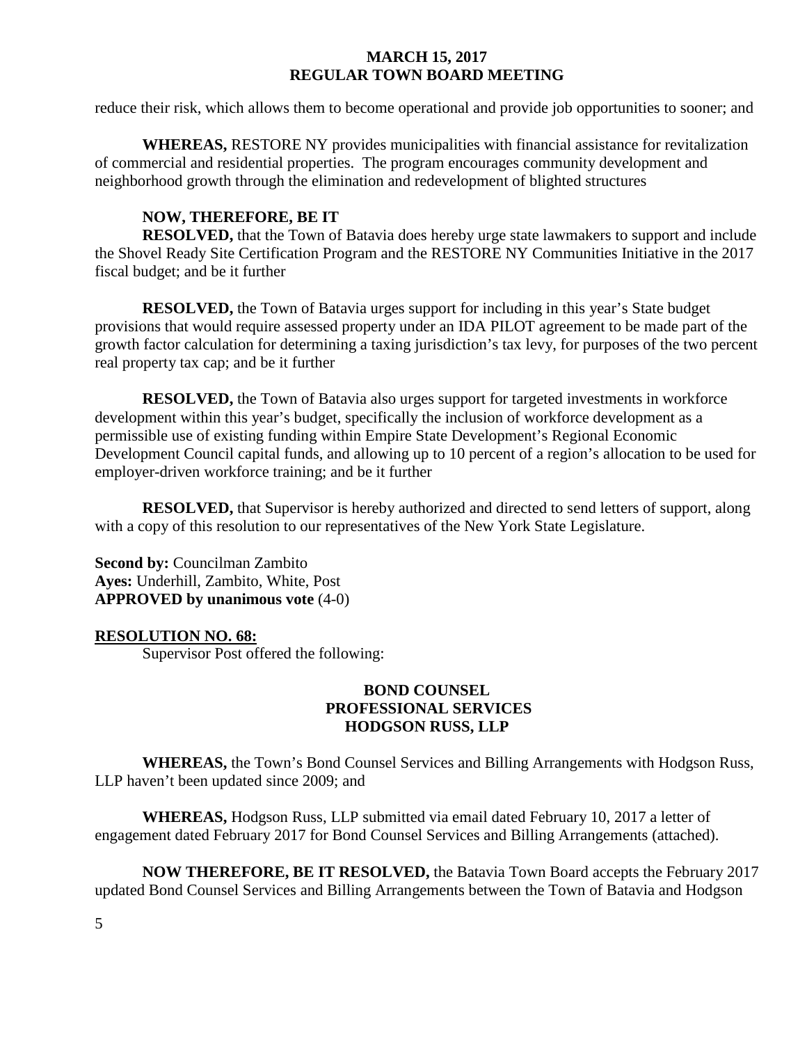reduce their risk, which allows them to become operational and provide job opportunities to sooner; and

**WHEREAS,** RESTORE NY provides municipalities with financial assistance for revitalization of commercial and residential properties. The program encourages community development and neighborhood growth through the elimination and redevelopment of blighted structures

**NOW, THEREFORE, BE IT**

**RESOLVED,** that the Town of Batavia does hereby urge state lawmakers to support and include the Shovel Ready Site Certification Program and the RESTORE NY Communities Initiative in the 2017 fiscal budget; and be it further

**RESOLVED,** the Town of Batavia urges support for including in this year's State budget provisions that would require assessed property under an IDA PILOT agreement to be made part of the growth factor calculation for determining a taxing jurisdiction's tax levy, for purposes of the two percent real property tax cap; and be it further

**RESOLVED,** the Town of Batavia also urges support for targeted investments in workforce development within this year's budget, specifically the inclusion of workforce development as a permissible use of existing funding within Empire State Development's Regional Economic Development Council capital funds, and allowing up to 10 percent of a region's allocation to be used for employer-driven workforce training; and be it further

**RESOLVED,** that Supervisor is hereby authorized and directed to send letters of support, along with a copy of this resolution to our representatives of the New York State Legislature.

**Second by:** Councilman Zambito
**Ayes:** Underhill, Zambito, White, Post
**APPROVED by unanimous vote** (4-0)

**RESOLUTION NO. 68:**

Supervisor Post offered the following:

**BOND COUNSEL**
**PROFESSIONAL SERVICES**
**HODGSON RUSS, LLP**

**WHEREAS,** the Town's Bond Counsel Services and Billing Arrangements with Hodgson Russ, LLP haven't been updated since 2009; and

**WHEREAS,** Hodgson Russ, LLP submitted via email dated February 10, 2017 a letter of engagement dated February 2017 for Bond Counsel Services and Billing Arrangements (attached).

**NOW THEREFORE, BE IT RESOLVED,** the Batavia Town Board accepts the February 2017 updated Bond Counsel Services and Billing Arrangements between the Town of Batavia and Hodgson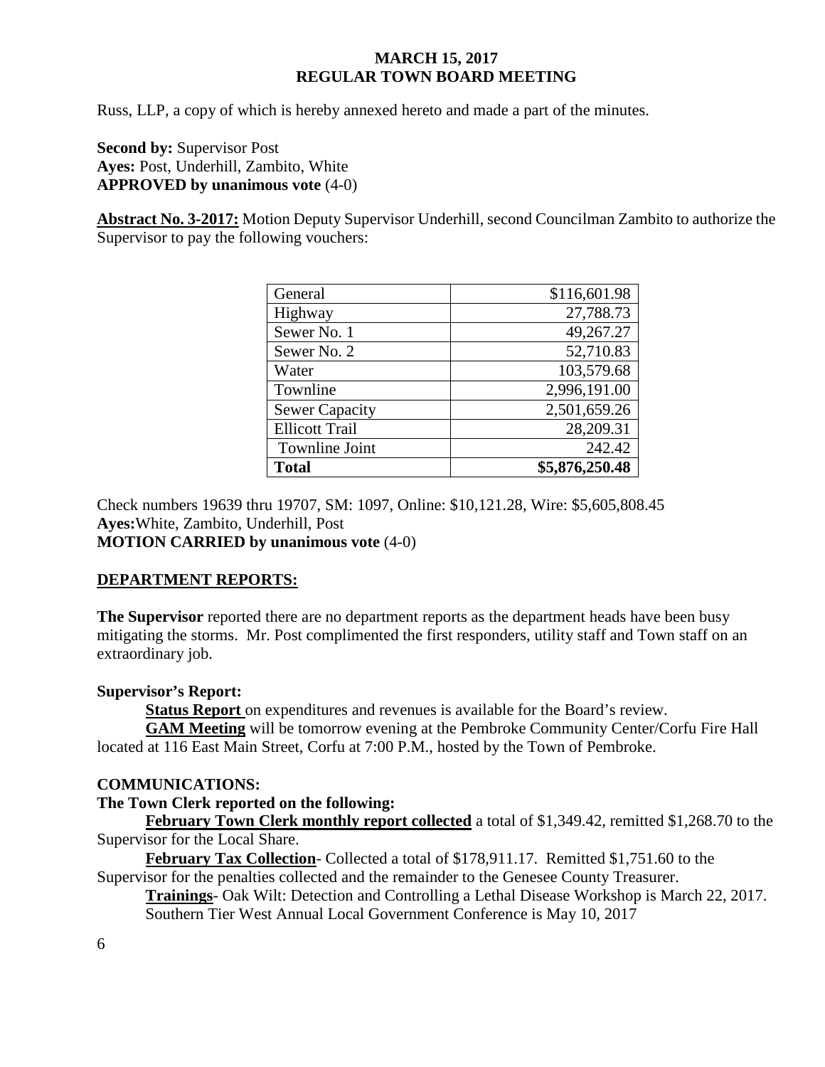Russ, LLP, a copy of which is hereby annexed hereto and made a part of the minutes.

**Second by:** Supervisor Post
**Ayes:** Post, Underhill, Zambito, White
**APPROVED by unanimous vote** (4-0)

**Abstract No. 3-2017:** Motion Deputy Supervisor Underhill, second Councilman Zambito to authorize the Supervisor to pay the following vouchers:

| | |
|---|---:|
| General | \$116,601.98 |
| Highway | 27,788.73 |
| Sewer No. 1 | 49,267.27 |
| Sewer No. 2 | 52,710.83 |
| Water | 103,579.68 |
| Townline | 2,996,191.00 |
| Sewer Capacity | 2,501,659.26 |
| Ellicott Trail | 28,209.31 |
| Townline Joint | 242.42 |
| **Total** | **\$5,876,250.48** |

Check numbers 19639 thru 19707, SM: 1097, Online: \$10,121.28, Wire: \$5,605,808.45
**Ayes:** White, Zambito, Underhill, Post
**MOTION CARRIED by unanimous vote** (4-0)

## DEPARTMENT REPORTS:

**The Supervisor** reported there are no department reports as the department heads have been busy mitigating the storms. Mr. Post complimented the first responders, utility staff and Town staff on an extraordinary job.

**Supervisor's Report:**

**Status Report** on expenditures and revenues is available for the Board's review.

**GAM Meeting** will be tomorrow evening at the Pembroke Community Center/Corfu Fire Hall located at 116 East Main Street, Corfu at 7:00 P.M., hosted by the Town of Pembroke.

## COMMUNICATIONS:

**The Town Clerk reported on the following:**

**February Town Clerk monthly report collected** a total of \$1,349.42, remitted \$1,268.70 to the Supervisor for the Local Share.

**February Tax Collection**- Collected a total of \$178,911.17. Remitted \$1,751.60 to the Supervisor for the penalties collected and the remainder to the Genesee County Treasurer.

**Trainings**- Oak Wilt: Detection and Controlling a Lethal Disease Workshop is March 22, 2017.
Southern Tier West Annual Local Government Conference is May 10, 2017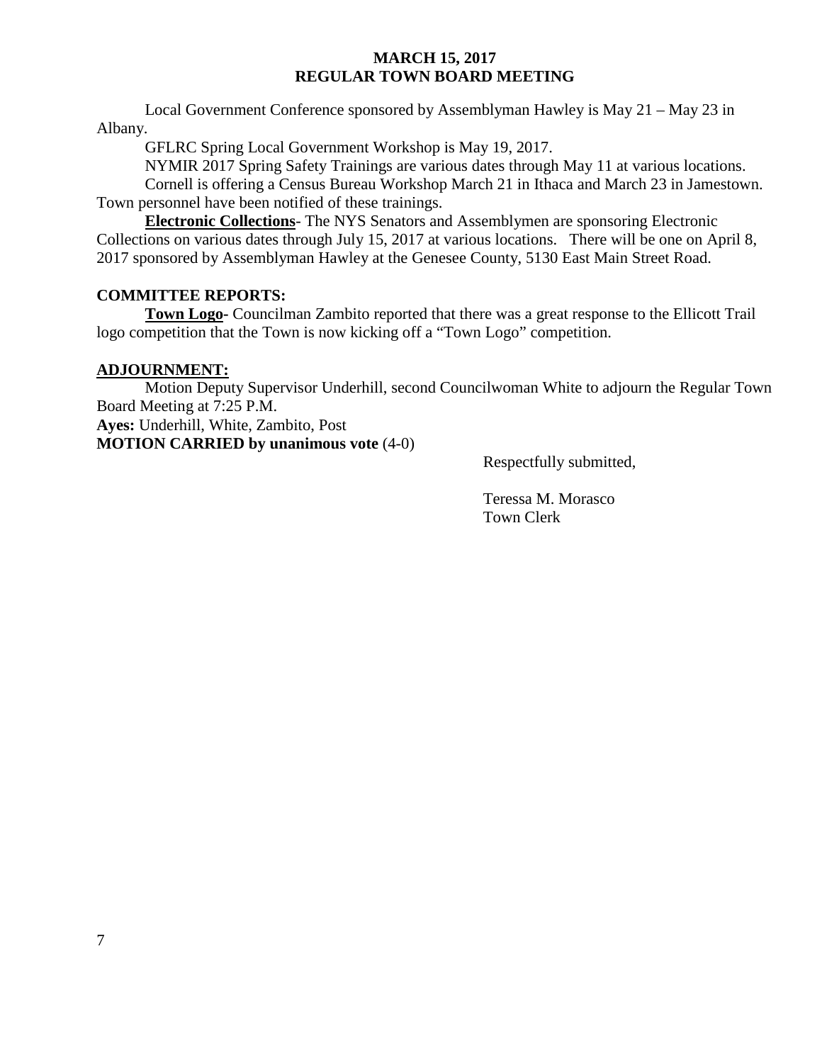Local Government Conference sponsored by Assemblyman Hawley is May 21 – May 23 in Albany.

GFLRC Spring Local Government Workshop is May 19, 2017.

NYMIR 2017 Spring Safety Trainings are various dates through May 11 at various locations.

Cornell is offering a Census Bureau Workshop March 21 in Ithaca and March 23 in Jamestown. Town personnel have been notified of these trainings.

**Electronic Collections**- The NYS Senators and Assemblymen are sponsoring Electronic Collections on various dates through July 15, 2017 at various locations. There will be one on April 8, 2017 sponsored by Assemblyman Hawley at the Genesee County, 5130 East Main Street Road.

**COMMITTEE REPORTS:**

**Town Logo**- Councilman Zambito reported that there was a great response to the Ellicott Trail logo competition that the Town is now kicking off a "Town Logo" competition.

**ADJOURNMENT:**

Motion Deputy Supervisor Underhill, second Councilwoman White to adjourn the Regular Town Board Meeting at 7:25 P.M.
**Ayes:** Underhill, White, Zambito, Post
**MOTION CARRIED by unanimous vote** (4-0)

Respectfully submitted,

Teressa M. Morasco
Town Clerk